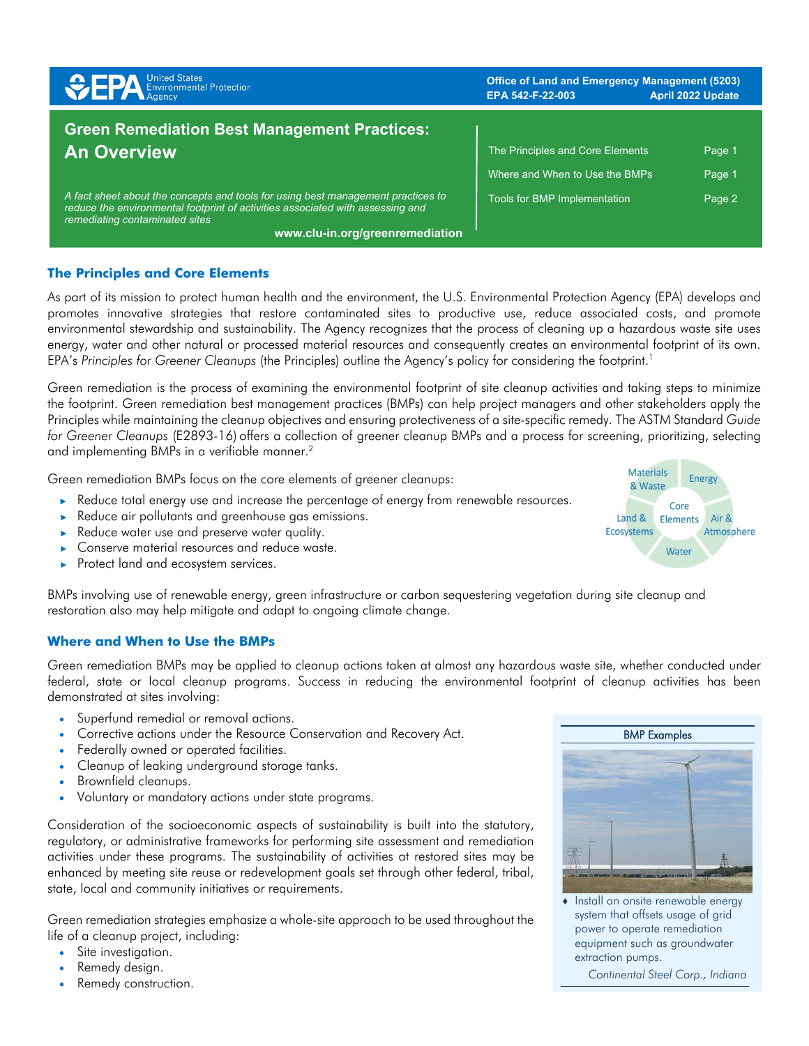Office of Land and Emergency Management (5203)
EPA 542-F-22-003 April 2022 Update

# Green Remediation Best Management Practices: An Overview

*A fact sheet about the concepts and tools for using best management practices to reduce the environmental footprint of activities associated with assessing and remediating contaminated sites*

www.clu-in.org/greenremediation

| | |
|---|---|
| The Principles and Core Elements | Page 1 |
| Where and When to Use the BMPs | Page 1 |
| Tools for BMP Implementation | Page 2 |

## The Principles and Core Elements

As part of its mission to protect human health and the environment, the U.S. Environmental Protection Agency (EPA) develops and promotes innovative strategies that restore contaminated sites to productive use, reduce associated costs, and promote environmental stewardship and sustainability. The Agency recognizes that the process of cleaning up a hazardous waste site uses energy, water and other natural or processed material resources and consequently creates an environmental footprint of its own. EPA's *Principles for Greener Cleanups* (the Principles) outline the Agency's policy for considering the footprint.[1]

Green remediation is the process of examining the environmental footprint of site cleanup activities and taking steps to minimize the footprint. Green remediation best management practices (BMPs) can help project managers and other stakeholders apply the Principles while maintaining the cleanup objectives and ensuring protectiveness of a site-specific remedy. The ASTM Standard *Guide for Greener Cleanups* (E2893-16) offers a collection of greener cleanup BMPs and a process for screening, prioritizing, selecting and implementing BMPs in a verifiable manner.[2]

Green remediation BMPs focus on the core elements of greener cleanups:

- Reduce total energy use and increase the percentage of energy from renewable resources.
- Reduce air pollutants and greenhouse gas emissions.
- Reduce water use and preserve water quality.
- Conserve material resources and reduce waste.
- Protect land and ecosystem services.

Core Elements: Materials & Waste, Energy, Air & Atmosphere, Water, Land & Ecosystems

BMPs involving use of renewable energy, green infrastructure or carbon sequestering vegetation during site cleanup and restoration also may help mitigate and adapt to ongoing climate change.

## Where and When to Use the BMPs

Green remediation BMPs may be applied to cleanup actions taken at almost any hazardous waste site, whether conducted under federal, state or local cleanup programs. Success in reducing the environmental footprint of cleanup activities has been demonstrated at sites involving:

- Superfund remedial or removal actions.
- Corrective actions under the Resource Conservation and Recovery Act.
- Federally owned or operated facilities.
- Cleanup of leaking underground storage tanks.
- Brownfield cleanups.
- Voluntary or mandatory actions under state programs.

Consideration of the socioeconomic aspects of sustainability is built into the statutory, regulatory, or administrative frameworks for performing site assessment and remediation activities under these programs. The sustainability of activities at restored sites may be enhanced by meeting site reuse or redevelopment goals set through other federal, tribal, state, local and community initiatives or requirements.

Green remediation strategies emphasize a whole-site approach to be used throughout the life of a cleanup project, including:

- Site investigation.
- Remedy design.
- Remedy construction.

**BMP Examples**

- Install an onsite renewable energy system that offsets usage of grid power to operate remediation equipment such as groundwater extraction pumps.

*Continental Steel Corp., Indiana*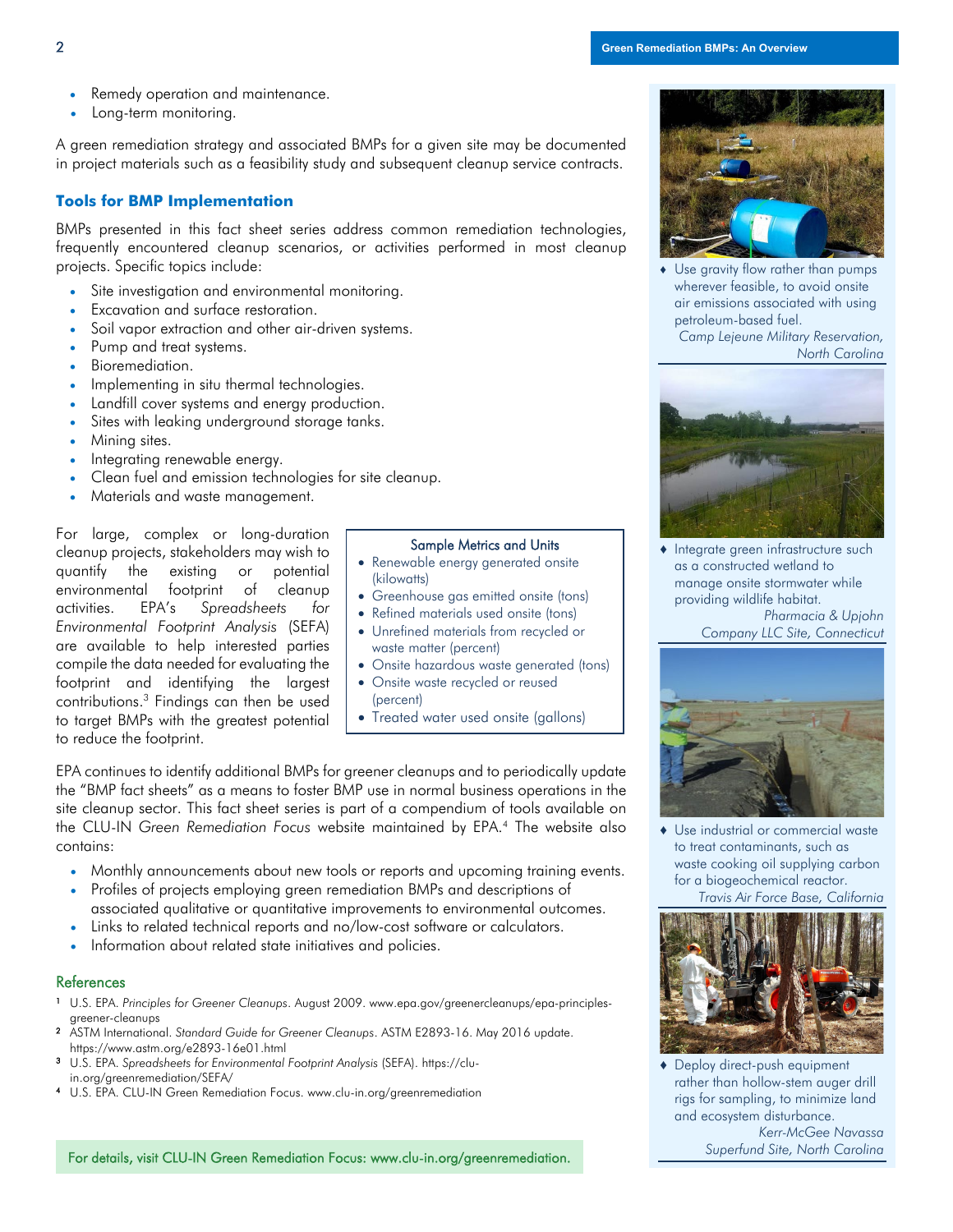- Remedy operation and maintenance.
- Long-term monitoring.

A green remediation strategy and associated BMPs for a given site may be documented in project materials such as a feasibility study and subsequent cleanup service contracts.

### Tools for BMP Implementation

BMPs presented in this fact sheet series address common remediation technologies, frequently encountered cleanup scenarios, or activities performed in most cleanup projects. Specific topics include:

- Site investigation and environmental monitoring.
- Excavation and surface restoration.
- Soil vapor extraction and other air-driven systems.
- Pump and treat systems.
- Bioremediation.
- Implementing in situ thermal technologies.
- Landfill cover systems and energy production.
- Sites with leaking underground storage tanks.
- Mining sites.
- Integrating renewable energy.
- Clean fuel and emission technologies for site cleanup.
- Materials and waste management.

For large, complex or long-duration cleanup projects, stakeholders may wish to quantify the existing or potential environmental footprint of cleanup activities. EPA's *Spreadsheets for Environmental Footprint Analysis* (SEFA) are available to help interested parties compile the data needed for evaluating the footprint and identifying the largest contributions.[3] Findings can then be used to target BMPs with the greatest potential to reduce the footprint.

**Sample Metrics and Units**

- Renewable energy generated onsite (kilowatts)
- Greenhouse gas emitted onsite (tons)
- Refined materials used onsite (tons)
- Unrefined materials from recycled or waste matter (percent)
- Onsite hazardous waste generated (tons)
- Onsite waste recycled or reused (percent)
- Treated water used onsite (gallons)

EPA continues to identify additional BMPs for greener cleanups and to periodically update the "BMP fact sheets" as a means to foster BMP use in normal business operations in the site cleanup sector. This fact sheet series is part of a compendium of tools available on the CLU-IN *Green Remediation Focus* website maintained by EPA.[4] The website also contains:

- Monthly announcements about new tools or reports and upcoming training events.
- Profiles of projects employing green remediation BMPs and descriptions of associated qualitative or quantitative improvements to environmental outcomes.
- Links to related technical reports and no/low-cost software or calculators.
- Information about related state initiatives and policies.

### References

[1] U.S. EPA. *Principles for Greener Cleanups*. August 2009. www.epa.gov/greenercleanups/epa-principles-greener-cleanups

[2] ASTM International. *Standard Guide for Greener Cleanups*. ASTM E2893-16. May 2016 update. https://www.astm.org/e2893-16e01.html

[3] U.S. EPA. *Spreadsheets for Environmental Footprint Analysis* (SEFA). https://clu-in.org/greenremediation/SEFA/

[4] U.S. EPA. CLU-IN Green Remediation Focus. www.clu-in.org/greenremediation

For details, visit CLU-IN Green Remediation Focus: www.clu-in.org/greenremediation.

♦ Use gravity flow rather than pumps wherever feasible, to avoid onsite air emissions associated with using petroleum-based fuel.
*Camp Lejeune Military Reservation, North Carolina*

♦ Integrate green infrastructure such as a constructed wetland to manage onsite stormwater while providing wildlife habitat.
*Pharmacia & Upjohn Company LLC Site, Connecticut*

♦ Use industrial or commercial waste to treat contaminants, such as waste cooking oil supplying carbon for a biogeochemical reactor.
*Travis Air Force Base, California*

♦ Deploy direct-push equipment rather than hollow-stem auger drill rigs for sampling, to minimize land and ecosystem disturbance.
*Kerr-McGee Navassa Superfund Site, North Carolina*